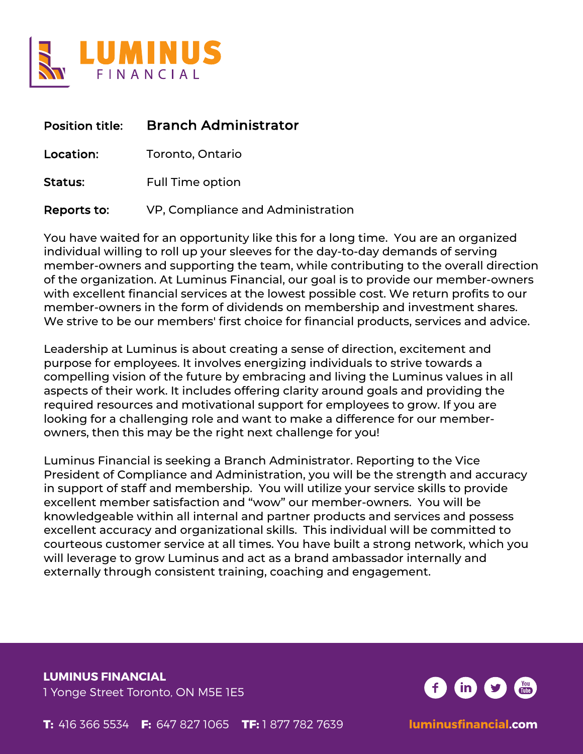# LUMINUS FINANCIAL

| | |
|---|---|
| **Position title:** | **Branch Administrator** |
| **Location:** | Toronto, Ontario |
| **Status:** | Full Time option |
| **Reports to:** | VP, Compliance and Administration |

You have waited for an opportunity like this for a long time. You are an organized individual willing to roll up your sleeves for the day-to-day demands of serving member-owners and supporting the team, while contributing to the overall direction of the organization. At Luminus Financial, our goal is to provide our member-owners with excellent financial services at the lowest possible cost. We return profits to our member-owners in the form of dividends on membership and investment shares. We strive to be our members' first choice for financial products, services and advice.

Leadership at Luminus is about creating a sense of direction, excitement and purpose for employees. It involves energizing individuals to strive towards a compelling vision of the future by embracing and living the Luminus values in all aspects of their work. It includes offering clarity around goals and providing the required resources and motivational support for employees to grow. If you are looking for a challenging role and want to make a difference for our member-owners, then this may be the right next challenge for you!

Luminus Financial is seeking a Branch Administrator. Reporting to the Vice President of Compliance and Administration, you will be the strength and accuracy in support of staff and membership. You will utilize your service skills to provide excellent member satisfaction and "wow" our member-owners. You will be knowledgeable within all internal and partner products and services and possess excellent accuracy and organizational skills. This individual will be committed to courteous customer service at all times. You have built a strong network, which you will leverage to grow Luminus and act as a brand ambassador internally and externally through consistent training, coaching and engagement.

**LUMINUS FINANCIAL**
1 Yonge Street Toronto, ON M5E 1E5

**T:** 416 366 5534 **F:** 647 827 1065 **TF:** 1 877 782 7639

luminusfinancial.com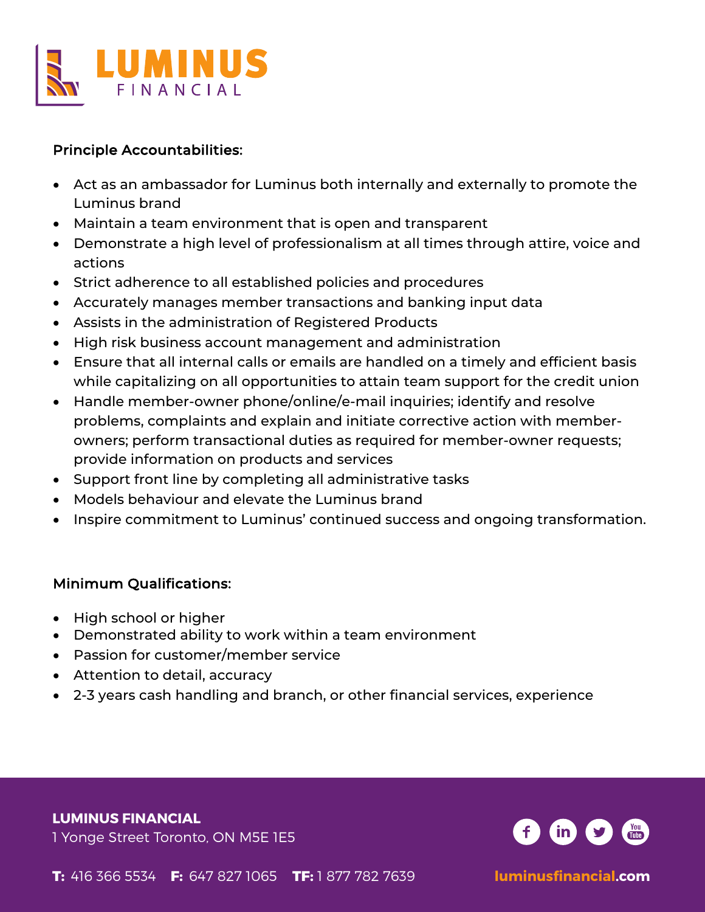### Principle Accountabilities:

- Act as an ambassador for Luminus both internally and externally to promote the Luminus brand
- Maintain a team environment that is open and transparent
- Demonstrate a high level of professionalism at all times through attire, voice and actions
- Strict adherence to all established policies and procedures
- Accurately manages member transactions and banking input data
- Assists in the administration of Registered Products
- High risk business account management and administration
- Ensure that all internal calls or emails are handled on a timely and efficient basis while capitalizing on all opportunities to attain team support for the credit union
- Handle member-owner phone/online/e-mail inquiries; identify and resolve problems, complaints and explain and initiate corrective action with member-owners; perform transactional duties as required for member-owner requests; provide information on products and services
- Support front line by completing all administrative tasks
- Models behaviour and elevate the Luminus brand
- Inspire commitment to Luminus' continued success and ongoing transformation.

### Minimum Qualifications:

- High school or higher
- Demonstrated ability to work within a team environment
- Passion for customer/member service
- Attention to detail, accuracy
- 2-3 years cash handling and branch, or other financial services, experience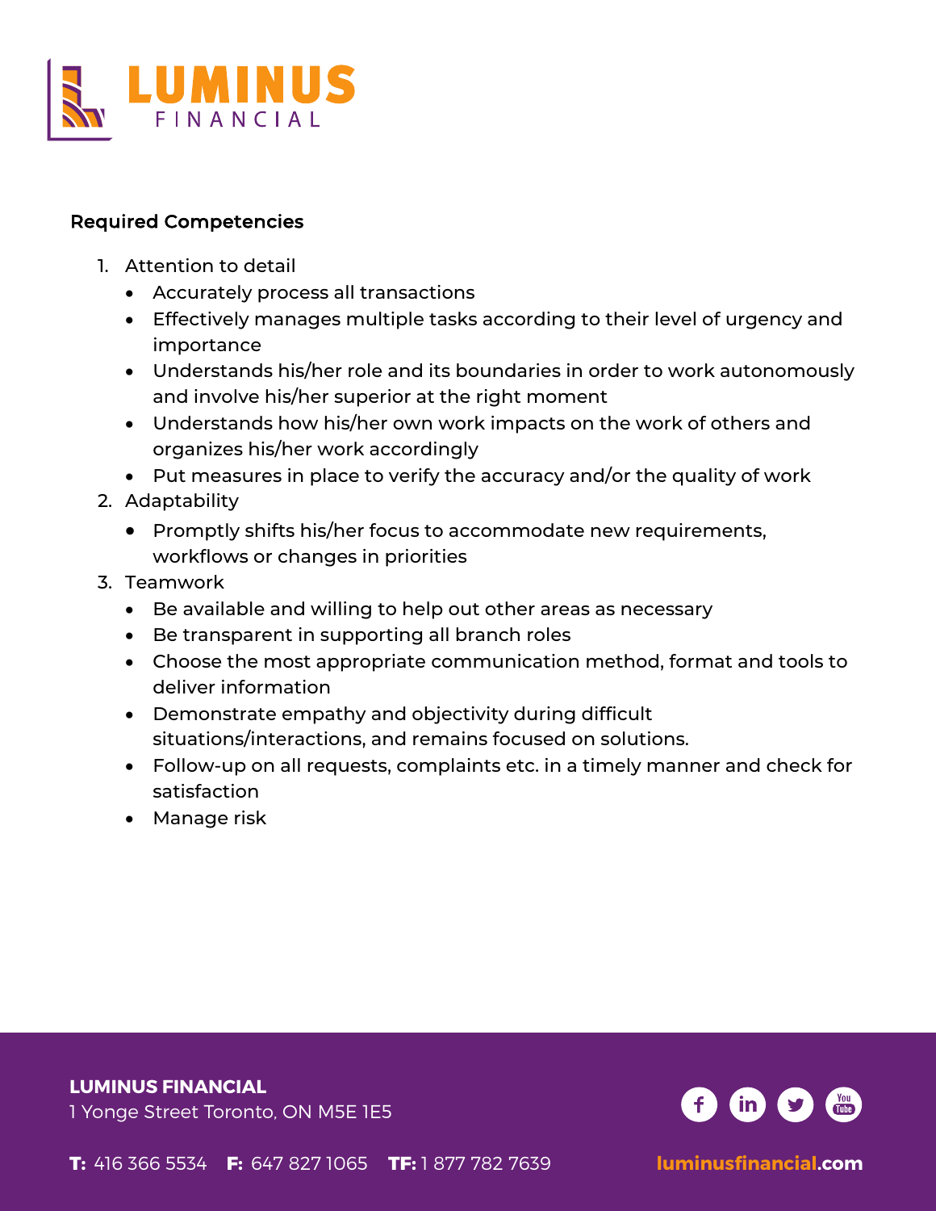**Required Competencies**

1. Attention to detail
    - Accurately process all transactions
    - Effectively manages multiple tasks according to their level of urgency and importance
    - Understands his/her role and its boundaries in order to work autonomously and involve his/her superior at the right moment
    - Understands how his/her own work impacts on the work of others and organizes his/her work accordingly
    - Put measures in place to verify the accuracy and/or the quality of work
2. Adaptability
    - Promptly shifts his/her focus to accommodate new requirements, workflows or changes in priorities
3. Teamwork
    - Be available and willing to help out other areas as necessary
    - Be transparent in supporting all branch roles
    - Choose the most appropriate communication method, format and tools to deliver information
    - Demonstrate empathy and objectivity during difficult situations/interactions, and remains focused on solutions.
    - Follow-up on all requests, complaints etc. in a timely manner and check for satisfaction
    - Manage risk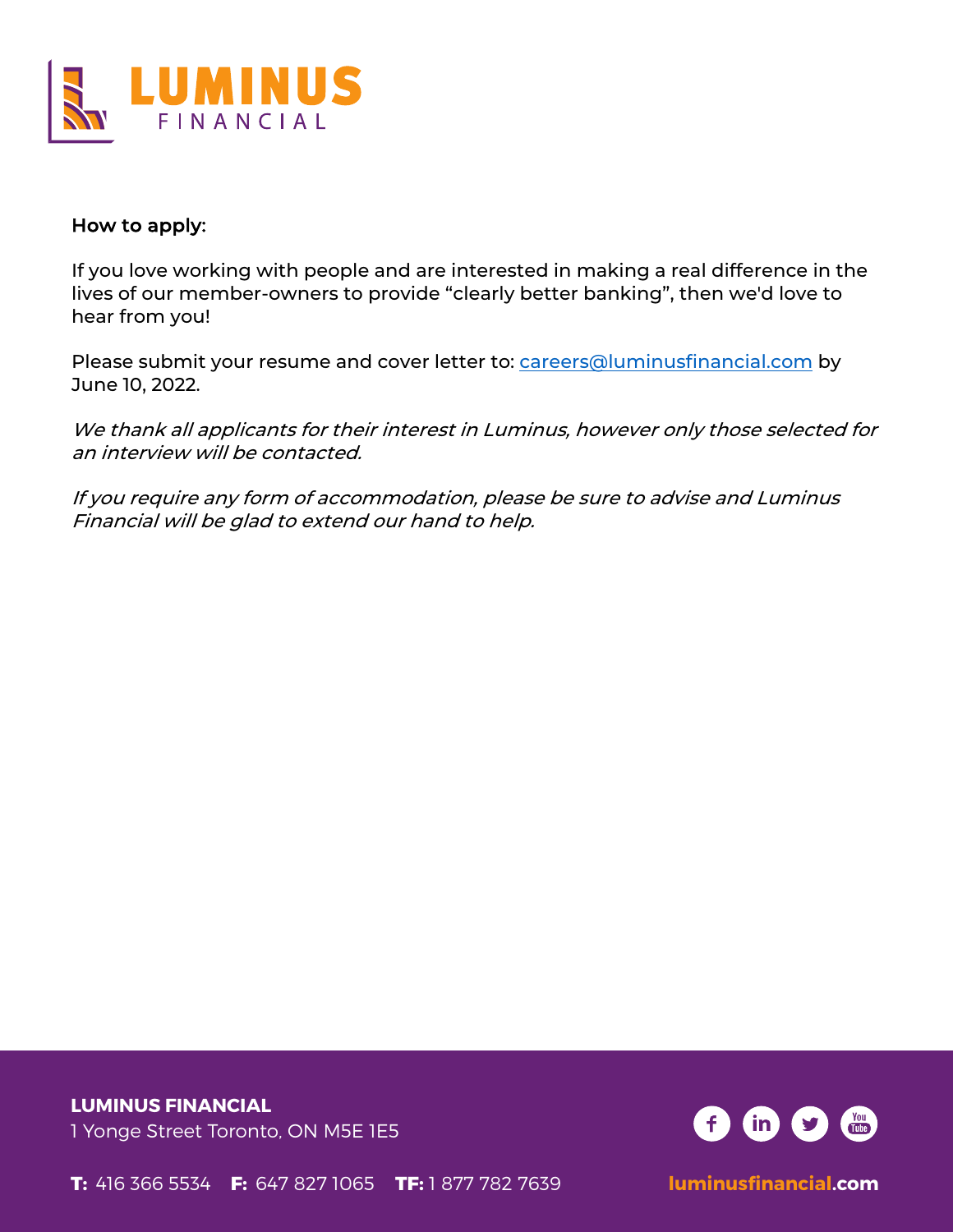How to apply:

If you love working with people and are interested in making a real difference in the lives of our member-owners to provide “clearly better banking”, then we'd love to hear from you!

Please submit your resume and cover letter to: careers@luminusfinancial.com by June 10, 2022.

*We thank all applicants for their interest in Luminus, however only those selected for an interview will be contacted.*

*If you require any form of accommodation, please be sure to advise and Luminus Financial will be glad to extend our hand to help.*